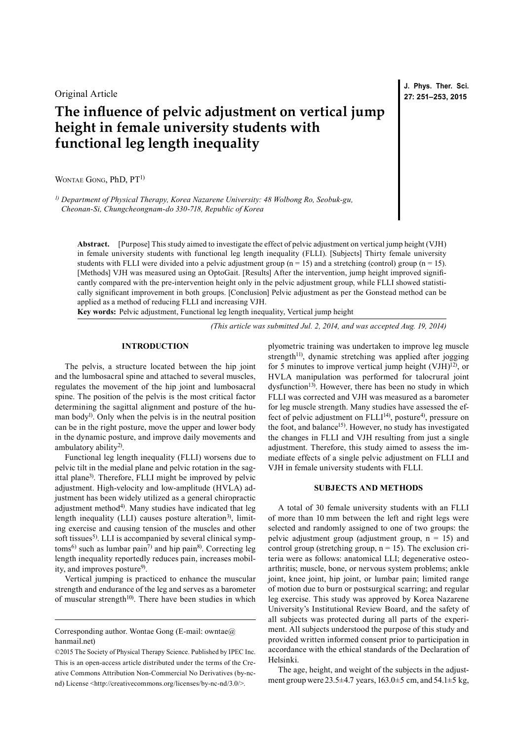Original Article

# The influence of pelvic adjustment on vertical jump height in female university students with functional leg length inequality

Wontae Gong, PhD, PT[1)]

[1)] *Department of Physical Therapy, Korea Nazarene University: 48 Wolbong Ro, Seobuk-gu, Cheonan-Si, Chungcheongnam-do 330-718, Republic of Korea*

**Abstract.** [Purpose] This study aimed to investigate the effect of pelvic adjustment on vertical jump height (VJH) in female university students with functional leg length inequality (FLLI). [Subjects] Thirty female university students with FLLI were divided into a pelvic adjustment group (n = 15) and a stretching (control) group (n = 15). [Methods] VJH was measured using an OptoGait. [Results] After the intervention, jump height improved significantly compared with the pre-intervention height only in the pelvic adjustment group, while FLLI showed statistically significant improvement in both groups. [Conclusion] Pelvic adjustment as per the Gonstead method can be applied as a method of reducing FLLI and increasing VJH.

**Key words:** Pelvic adjustment, Functional leg length inequality, Vertical jump height

*(This article was submitted Jul. 2, 2014, and was accepted Aug. 19, 2014)*

## INTRODUCTION

The pelvis, a structure located between the hip joint and the lumbosacral spine and attached to several muscles, regulates the movement of the hip joint and lumbosacral spine. The position of the pelvis is the most critical factor determining the sagittal alignment and posture of the human body[1)]. Only when the pelvis is in the neutral position can be in the right posture, move the upper and lower body in the dynamic posture, and improve daily movements and ambulatory ability[2)].

Functional leg length inequality (FLLI) worsens due to pelvic tilt in the medial plane and pelvic rotation in the sagittal plane[3)]. Therefore, FLLI might be improved by pelvic adjustment. High-velocity and low-amplitude (HVLA) adjustment has been widely utilized as a general chiropractic adjustment method[4)]. Many studies have indicated that leg length inequality (LLI) causes posture alteration[3)], limiting exercise and causing tension of the muscles and other soft tissues[5)]. LLI is accompanied by several clinical symptoms[6)] such as lumbar pain[7)] and hip pain[8)]. Correcting leg length inequality reportedly reduces pain, increases mobility, and improves posture[9)].

Vertical jumping is practiced to enhance the muscular strength and endurance of the leg and serves as a barometer of muscular strength[10)]. There have been studies in which plyometric training was undertaken to improve leg muscle strength[11)], dynamic stretching was applied after jogging for 5 minutes to improve vertical jump height (VJH)[12)], or HVLA manipulation was performed for talocrural joint dysfunction[13)]. However, there has been no study in which FLLI was corrected and VJH was measured as a barometer for leg muscle strength. Many studies have assessed the effect of pelvic adjustment on FLLI[14)], posture[4)], pressure on the foot, and balance[15)]. However, no study has investigated the changes in FLLI and VJH resulting from just a single adjustment. Therefore, this study aimed to assess the immediate effects of a single pelvic adjustment on FLLI and VJH in female university students with FLLI.

## SUBJECTS AND METHODS

A total of 30 female university students with an FLLI of more than 10 mm between the left and right legs were selected and randomly assigned to one of two groups: the pelvic adjustment group (adjustment group, n = 15) and control group (stretching group, n = 15). The exclusion criteria were as follows: anatomical LLI; degenerative osteoarthritis; muscle, bone, or nervous system problems; ankle joint, knee joint, hip joint, or lumbar pain; limited range of motion due to burn or postsurgical scarring; and regular leg exercise. This study was approved by Korea Nazarene University's Institutional Review Board, and the safety of all subjects was protected during all parts of the experiment. All subjects understood the purpose of this study and provided written informed consent prior to participation in accordance with the ethical standards of the Declaration of Helsinki.

The age, height, and weight of the subjects in the adjustment group were 23.5±4.7 years, 163.0±5 cm, and 54.1±5 kg,

Corresponding author. Wontae Gong (E-mail: owntae@hanmail.net)

©2015 The Society of Physical Therapy Science. Published by IPEC Inc. This is an open-access article distributed under the terms of the Creative Commons Attribution Non-Commercial No Derivatives (by-nc-nd) License <http://creativecommons.org/licenses/by-nc-nd/3.0/>.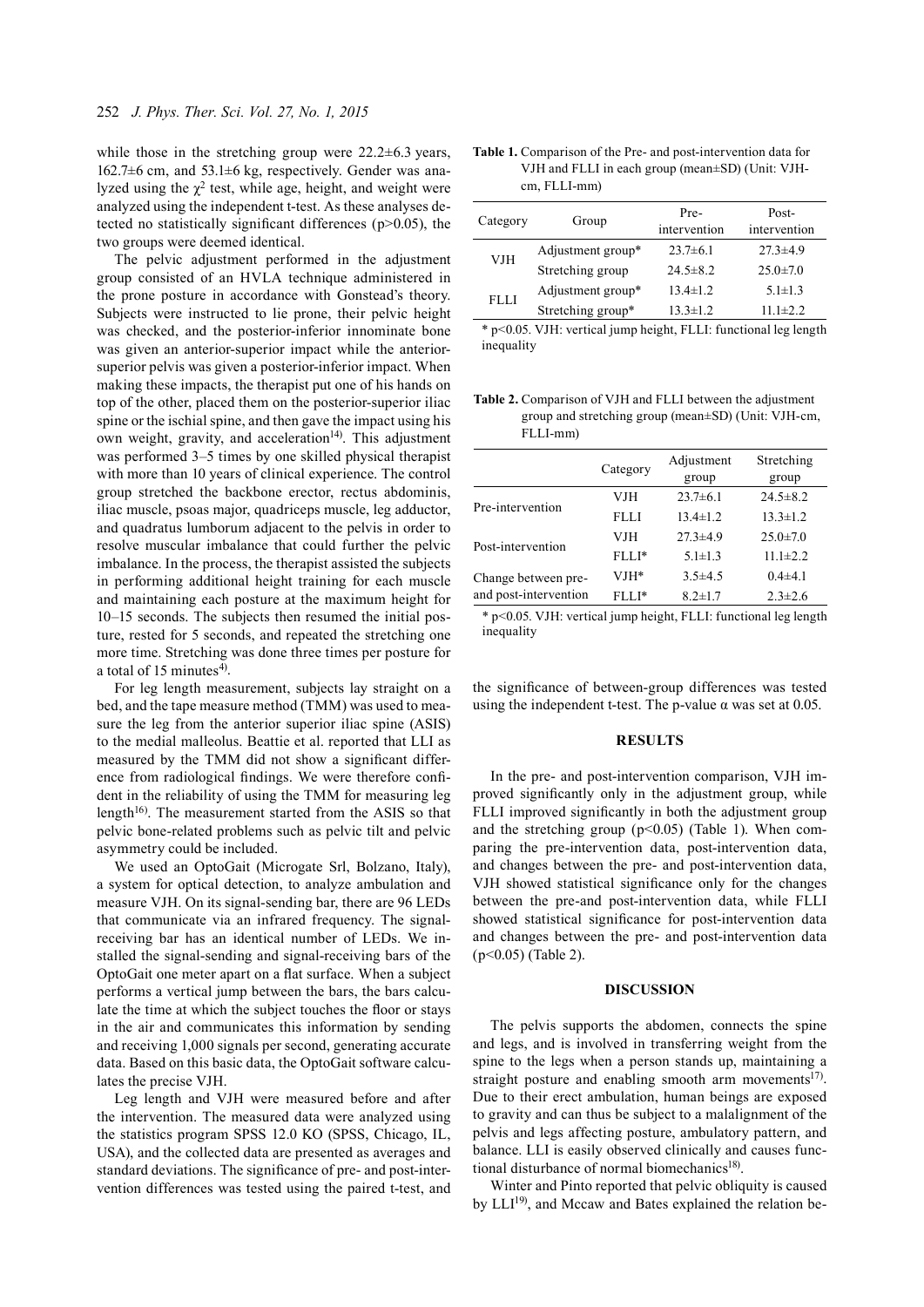while those in the stretching group were 22.2±6.3 years, 162.7±6 cm, and 53.1±6 kg, respectively. Gender was analyzed using the $\chi^2$ test, while age, height, and weight were analyzed using the independent t-test. As these analyses detected no statistically significant differences ($p>0.05$), the two groups were deemed identical.

The pelvic adjustment performed in the adjustment group consisted of an HVLA technique administered in the prone posture in accordance with Gonstead's theory. Subjects were instructed to lie prone, their pelvic height was checked, and the posterior-inferior innominate bone was given an anterior-superior impact while the anterior-superior pelvis was given a posterior-inferior impact. When making these impacts, the therapist put one of his hands on top of the other, placed them on the posterior-superior iliac spine or the ischial spine, and then gave the impact using his own weight, gravity, and acceleration[14]. This adjustment was performed 3–5 times by one skilled physical therapist with more than 10 years of clinical experience. The control group stretched the backbone erector, rectus abdominis, iliac muscle, psoas major, quadriceps muscle, leg adductor, and quadratus lumborum adjacent to the pelvis in order to resolve muscular imbalance that could further the pelvic imbalance. In the process, the therapist assisted the subjects in performing additional height training for each muscle and maintaining each posture at the maximum height for 10–15 seconds. The subjects then resumed the initial posture, rested for 5 seconds, and repeated the stretching one more time. Stretching was done three times per posture for a total of 15 minutes[4].

For leg length measurement, subjects lay straight on a bed, and the tape measure method (TMM) was used to measure the leg from the anterior superior iliac spine (ASIS) to the medial malleolus. Beattie et al. reported that LLI as measured by the TMM did not show a significant difference from radiological findings. We were therefore confident in the reliability of using the TMM for measuring leg length[16]. The measurement started from the ASIS so that pelvic bone-related problems such as pelvic tilt and pelvic asymmetry could be included.

We used an OptoGait (Microgate Srl, Bolzano, Italy), a system for optical detection, to analyze ambulation and measure VJH. On its signal-sending bar, there are 96 LEDs that communicate via an infrared frequency. The signal-receiving bar has an identical number of LEDs. We installed the signal-sending and signal-receiving bars of the OptoGait one meter apart on a flat surface. When a subject performs a vertical jump between the bars, the bars calculate the time at which the subject touches the floor or stays in the air and communicates this information by sending and receiving 1,000 signals per second, generating accurate data. Based on this basic data, the OptoGait software calculates the precise VJH.

Leg length and VJH were measured before and after the intervention. The measured data were analyzed using the statistics program SPSS 12.0 KO (SPSS, Chicago, IL, USA), and the collected data are presented as averages and standard deviations. The significance of pre- and post-intervention differences was tested using the paired t-test, and the significance of between-group differences was tested using the independent t-test. The p-value $\alpha$ was set at 0.05.

**Table 1.** Comparison of the Pre- and post-intervention data for VJH and FLLI in each group (mean±SD) (Unit: VJH-cm, FLLI-mm)

| Category | Group | Pre-intervention | Post-intervention |
|---|---|---|---|
| VJH | Adjustment group* | 23.7±6.1 | 27.3±4.9 |
| | Stretching group | 24.5±8.2 | 25.0±7.0 |
| FLLI | Adjustment group* | 13.4±1.2 | 5.1±1.3 |
| | Stretching group* | 13.3±1.2 | 11.1±2.2 |

* $p<0.05$. VJH: vertical jump height, FLLI: functional leg length inequality

**Table 2.** Comparison of VJH and FLLI between the adjustment group and stretching group (mean±SD) (Unit: VJH-cm, FLLI-mm)

| | Category | Adjustment group | Stretching group |
|---|---|---|---|
| Pre-intervention | VJH | 23.7±6.1 | 24.5±8.2 |
| | FLLI | 13.4±1.2 | 13.3±1.2 |
| Post-intervention | VJH | 27.3±4.9 | 25.0±7.0 |
| | FLLI* | 5.1±1.3 | 11.1±2.2 |
| Change between pre- and post-intervention | VJH* | 3.5±4.5 | 0.4±4.1 |
| | FLLI* | 8.2±1.7 | 2.3±2.6 |

* $p<0.05$. VJH: vertical jump height, FLLI: functional leg length inequality

## RESULTS

In the pre- and post-intervention comparison, VJH improved significantly only in the adjustment group, while FLLI improved significantly in both the adjustment group and the stretching group ($p<0.05$) (Table 1). When comparing the pre-intervention data, post-intervention data, and changes between the pre- and post-intervention data, VJH showed statistical significance only for the changes between the pre-and post-intervention data, while FLLI showed statistical significance for post-intervention data and changes between the pre- and post-intervention data ($p<0.05$) (Table 2).

## DISCUSSION

The pelvis supports the abdomen, connects the spine and legs, and is involved in transferring weight from the spine to the legs when a person stands up, maintaining a straight posture and enabling smooth arm movements[17]. Due to their erect ambulation, human beings are exposed to gravity and can thus be subject to a malalignment of the pelvis and legs affecting posture, ambulatory pattern, and balance. LLI is easily observed clinically and causes functional disturbance of normal biomechanics[18].

Winter and Pinto reported that pelvic obliquity is caused by LLI[19], and Mccaw and Bates explained the relation be-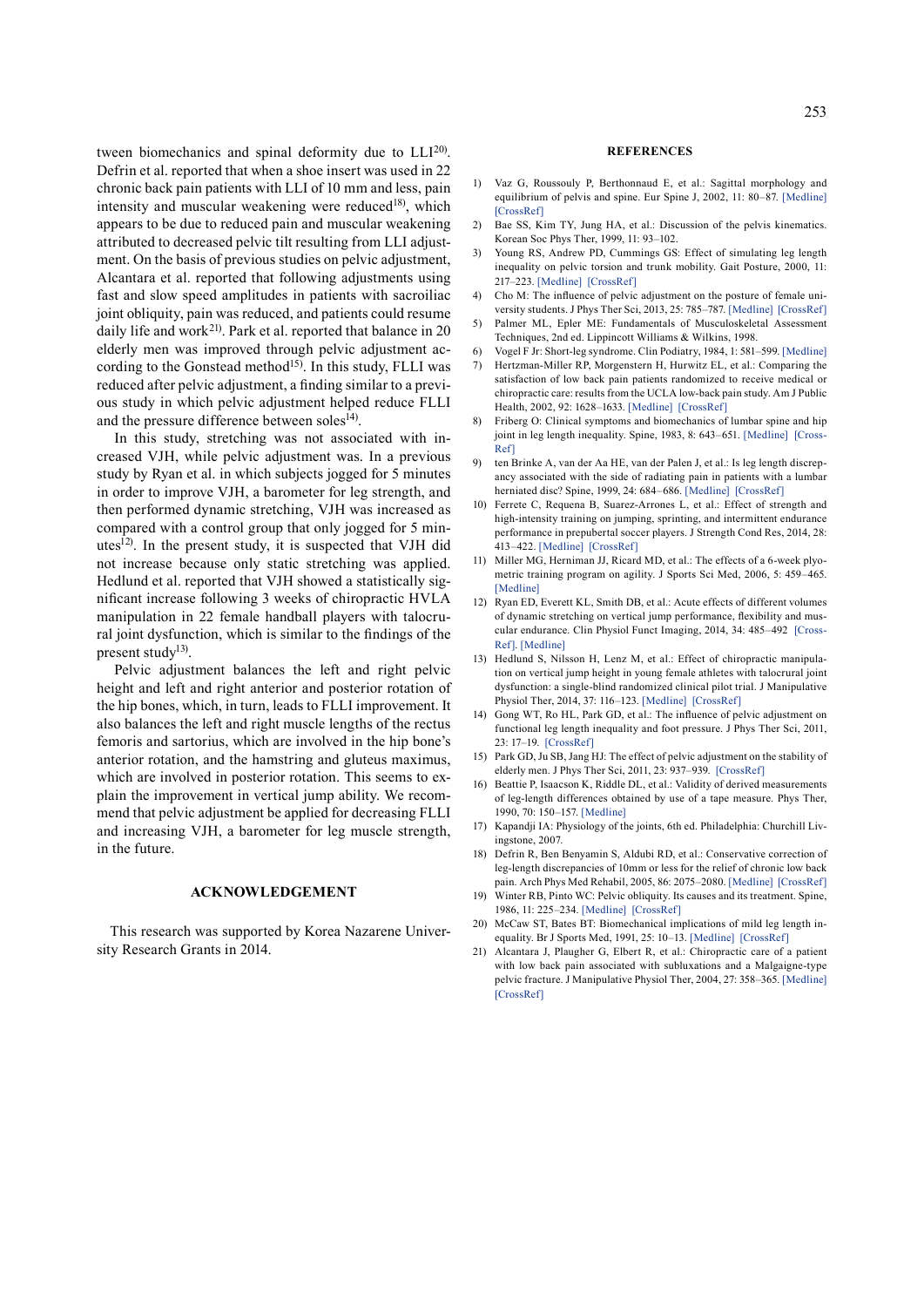tween biomechanics and spinal deformity due to LLI[20]. Defrin et al. reported that when a shoe insert was used in 22 chronic back pain patients with LLI of 10 mm and less, pain intensity and muscular weakening were reduced[18], which appears to be due to reduced pain and muscular weakening attributed to decreased pelvic tilt resulting from LLI adjustment. On the basis of previous studies on pelvic adjustment, Alcantara et al. reported that following adjustments using fast and slow speed amplitudes in patients with sacroiliac joint obliquity, pain was reduced, and patients could resume daily life and work[21]. Park et al. reported that balance in 20 elderly men was improved through pelvic adjustment according to the Gonstead method[15]. In this study, FLLI was reduced after pelvic adjustment, a finding similar to a previous study in which pelvic adjustment helped reduce FLLI and the pressure difference between soles[14].

In this study, stretching was not associated with increased VJH, while pelvic adjustment was. In a previous study by Ryan et al. in which subjects jogged for 5 minutes in order to improve VJH, a barometer for leg strength, and then performed dynamic stretching, VJH was increased as compared with a control group that only jogged for 5 minutes[12]. In the present study, it is suspected that VJH did not increase because only static stretching was applied. Hedlund et al. reported that VJH showed a statistically significant increase following 3 weeks of chiropractic HVLA manipulation in 22 female handball players with talocrural joint dysfunction, which is similar to the findings of the present study[13].

Pelvic adjustment balances the left and right pelvic height and left and right anterior and posterior rotation of the hip bones, which, in turn, leads to FLLI improvement. It also balances the left and right muscle lengths of the rectus femoris and sartorius, which are involved in the hip bone's anterior rotation, and the hamstring and gluteus maximus, which are involved in posterior rotation. This seems to explain the improvement in vertical jump ability. We recommend that pelvic adjustment be applied for decreasing FLLI and increasing VJH, a barometer for leg muscle strength, in the future.

## ACKNOWLEDGEMENT

This research was supported by Korea Nazarene University Research Grants in 2014.

## REFERENCES

1) Vaz G, Roussouly P, Berthonnaud E, et al.: Sagittal morphology and equilibrium of pelvis and spine. Eur Spine J, 2002, 11: 80–87. [Medline] [CrossRef]
2) Bae SS, Kim TY, Jung HA, et al.: Discussion of the pelvis kinematics. Korean Soc Phys Ther, 1999, 11: 93–102.
3) Young RS, Andrew PD, Cummings GS: Effect of simulating leg length inequality on pelvic torsion and trunk mobility. Gait Posture, 2000, 11: 217–223. [Medline] [CrossRef]
4) Cho M: The influence of pelvic adjustment on the posture of female university students. J Phys Ther Sci, 2013, 25: 785–787. [Medline] [CrossRef]
5) Palmer ML, Epler ME: Fundamentals of Musculoskeletal Assessment Techniques, 2nd ed. Lippincott Williams & Wilkins, 1998.
6) Vogel F Jr: Short-leg syndrome. Clin Podiatry, 1984, 1: 581–599. [Medline]
7) Hertzman-Miller RP, Morgenstern H, Hurwitz EL, et al.: Comparing the satisfaction of low back pain patients randomized to receive medical or chiropractic care: results from the UCLA low-back pain study. Am J Public Health, 2002, 92: 1628–1633. [Medline] [CrossRef]
8) Friberg O: Clinical symptoms and biomechanics of lumbar spine and hip joint in leg length inequality. Spine, 1983, 8: 643–651. [Medline] [CrossRef]
9) ten Brinke A, van der Aa HE, van der Palen J, et al.: Is leg length discrepancy associated with the side of radiating pain in patients with a lumbar herniated disc? Spine, 1999, 24: 684–686. [Medline] [CrossRef]
10) Ferrete C, Requena B, Suarez-Arrones L, et al.: Effect of strength and high-intensity training on jumping, sprinting, and intermittent endurance performance in prepubertal soccer players. J Strength Cond Res, 2014, 28: 413–422. [Medline] [CrossRef]
11) Miller MG, Herniman JJ, Ricard MD, et al.: The effects of a 6-week plyometric training program on agility. J Sports Sci Med, 2006, 5: 459–465. [Medline]
12) Ryan ED, Everett KL, Smith DB, et al.: Acute effects of different volumes of dynamic stretching on vertical jump performance, flexibility and muscular endurance. Clin Physiol Funct Imaging, 2014, 34: 485–492 [CrossRef]. [Medline]
13) Hedlund S, Nilsson H, Lenz M, et al.: Effect of chiropractic manipulation on vertical jump height in young female athletes with talocrural joint dysfunction: a single-blind randomized clinical pilot trial. J Manipulative Physiol Ther, 2014, 37: 116–123. [Medline] [CrossRef]
14) Gong WT, Ro HL, Park GD, et al.: The influence of pelvic adjustment on functional leg length inequality and foot pressure. J Phys Ther Sci, 2011, 23: 17–19. [CrossRef]
15) Park GD, Ju SB, Jang HJ: The effect of pelvic adjustment on the stability of elderly men. J Phys Ther Sci, 2011, 23: 937–939. [CrossRef]
16) Beattie P, Isaacson K, Riddle DL, et al.: Validity of derived measurements of leg-length differences obtained by use of a tape measure. Phys Ther, 1990, 70: 150–157. [Medline]
17) Kapandji IA: Physiology of the joints, 6th ed. Philadelphia: Churchill Livingstone, 2007.
18) Defrin R, Ben Benyamin S, Aldubi RD, et al.: Conservative correction of leg-length discrepancies of 10mm or less for the relief of chronic low back pain. Arch Phys Med Rehabil, 2005, 86: 2075–2080. [Medline] [CrossRef]
19) Winter RB, Pinto WC: Pelvic obliquity. Its causes and its treatment. Spine, 1986, 11: 225–234. [Medline] [CrossRef]
20) McCaw ST, Bates BT: Biomechanical implications of mild leg length inequality. Br J Sports Med, 1991, 25: 10–13. [Medline] [CrossRef]
21) Alcantara J, Plaugher G, Elbert R, et al.: Chiropractic care of a patient with low back pain associated with subluxations and a Malgaigne-type pelvic fracture. J Manipulative Physiol Ther, 2004, 27: 358–365. [Medline] [CrossRef]